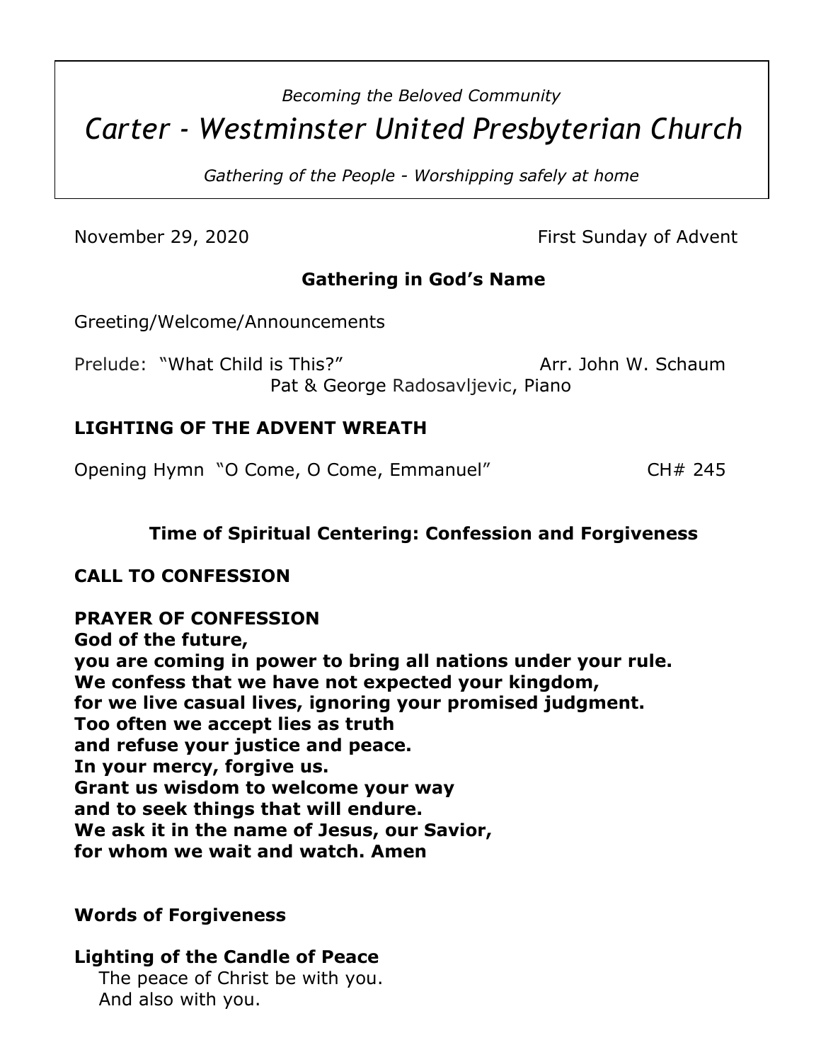*Becoming the Beloved Community*

# *Carter - Westminster United Presbyterian Church*

*Gathering of the People - Worshipping safely at home*

November 29, 2020 First Sunday of Advent

**Gathering in God's Name**

Greeting/Welcome/Announcements

Prelude: "What Child is This?" Arr. John W. Schaum
Pat & George Radosavljevic, Piano

**LIGHTING OF THE ADVENT WREATH**

Opening Hymn "O Come, O Come, Emmanuel" CH# 245

**Time of Spiritual Centering: Confession and Forgiveness**

**CALL TO CONFESSION**

**PRAYER OF CONFESSION**
**God of the future,**
**you are coming in power to bring all nations under your rule.**
**We confess that we have not expected your kingdom,**
**for we live casual lives, ignoring your promised judgment.**
**Too often we accept lies as truth**
**and refuse your justice and peace.**
**In your mercy, forgive us.**
**Grant us wisdom to welcome your way**
**and to seek things that will endure.**
**We ask it in the name of Jesus, our Savior,**
**for whom we wait and watch. Amen**

**Words of Forgiveness**

**Lighting of the Candle of Peace**
The peace of Christ be with you.
And also with you.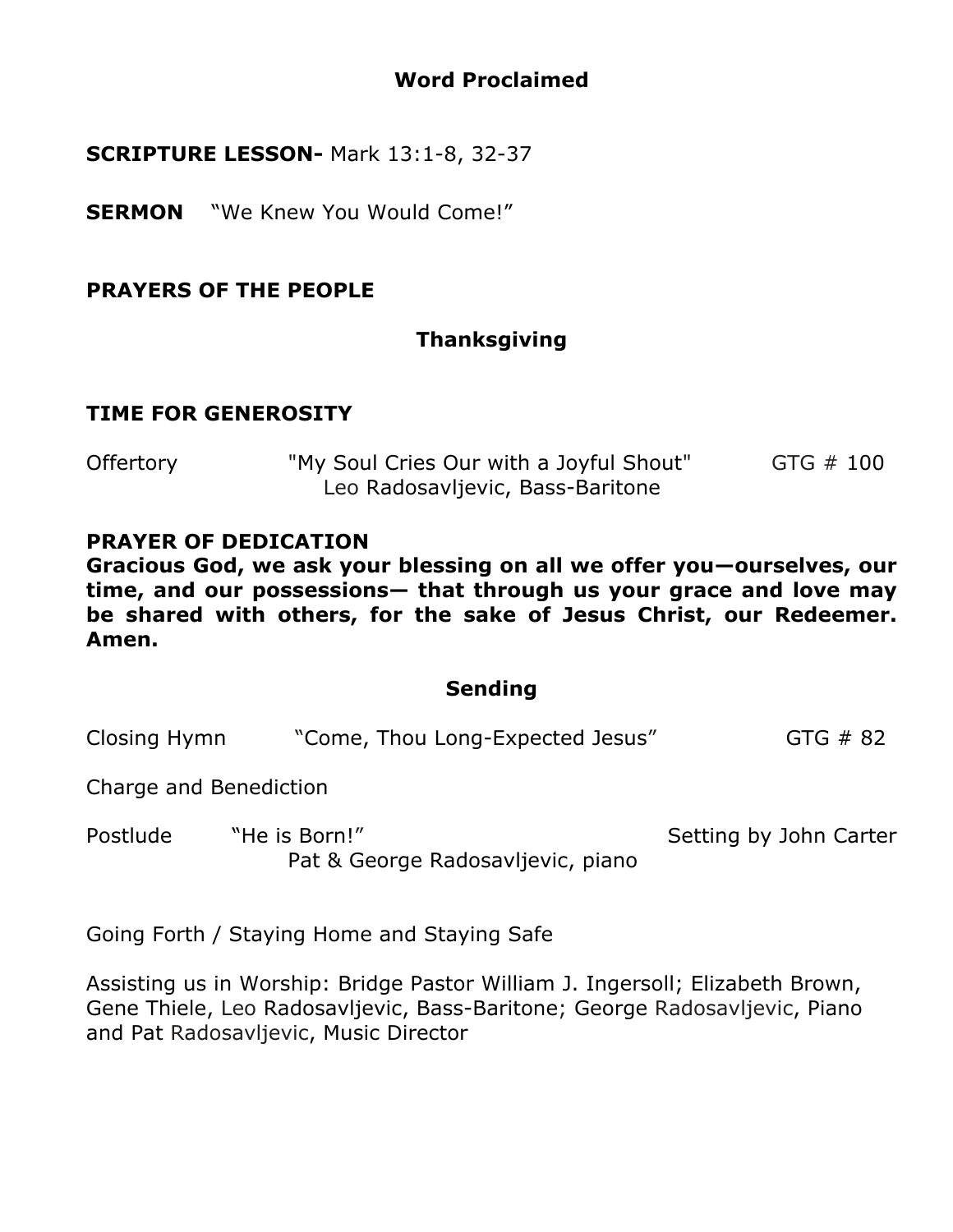## Word Proclaimed

**SCRIPTURE LESSON-** Mark 13:1-8, 32-37

**SERMON** "We Knew You Would Come!"

**PRAYERS OF THE PEOPLE**

## Thanksgiving

**TIME FOR GENEROSITY**

Offertory "My Soul Cries Our with a Joyful Shout" GTG # 100
Leo Radosavljevic, Bass-Baritone

**PRAYER OF DEDICATION**
**Gracious God, we ask your blessing on all we offer you—ourselves, our time, and our possessions— that through us your grace and love may be shared with others, for the sake of Jesus Christ, our Redeemer. Amen.**

## Sending

Closing Hymn "Come, Thou Long-Expected Jesus" GTG # 82

Charge and Benediction

Postlude "He is Born!" Setting by John Carter
Pat & George Radosavljevic, piano

Going Forth / Staying Home and Staying Safe

Assisting us in Worship: Bridge Pastor William J. Ingersoll; Elizabeth Brown, Gene Thiele, Leo Radosavljevic, Bass-Baritone; George Radosavljevic, Piano and Pat Radosavljevic, Music Director